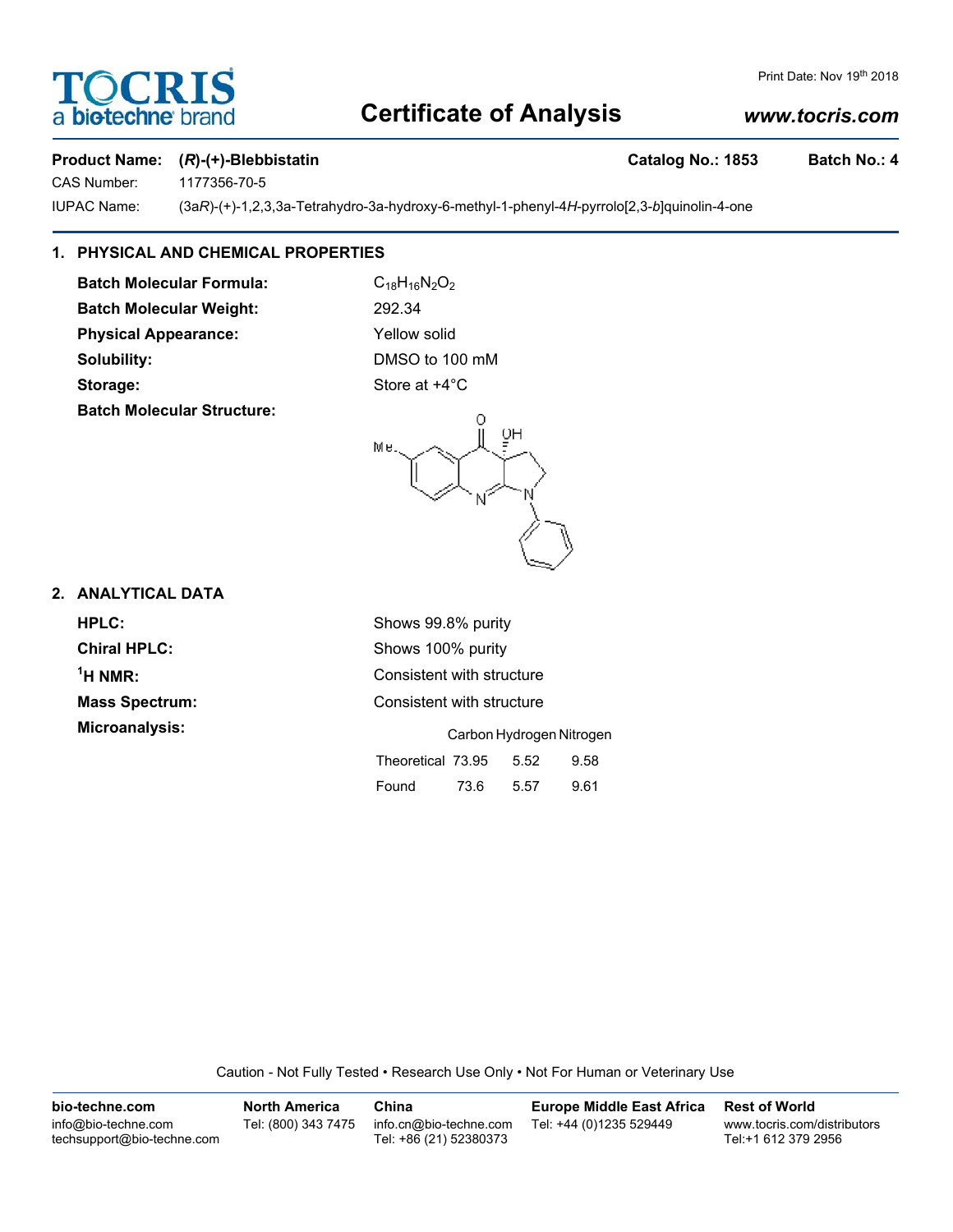Print Date: Nov 19th 2018

# Certificate of Analysis

**www.tocris.com**

**Product Name: (*R*)-(+)-Blebbistatin** **Catalog No.: 1853** **Batch No.: 4**

CAS Number: 1177356-70-5

IUPAC Name: (3a*R*)-(+)-1,2,3,3a-Tetrahydro-3a-hydroxy-6-methyl-1-phenyl-4*H*-pyrrolo[2,3-*b*]quinolin-4-one

## 1. PHYSICAL AND CHEMICAL PROPERTIES

**Batch Molecular Formula:** $C_{18}H_{16}N_2O_2$

**Batch Molecular Weight:** 292.34

**Physical Appearance:** Yellow solid

**Solubility:** DMSO to 100 mM

**Storage:** Store at +4°C

**Batch Molecular Structure:**

## 2. ANALYTICAL DATA

**HPLC:** Shows 99.8% purity

**Chiral HPLC:** Shows 100% purity

**$^1$H NMR:** Consistent with structure

**Mass Spectrum:** Consistent with structure

**Microanalysis:**

| | Carbon | Hydrogen | Nitrogen |
|---|---|---|---|
| Theoretical | 73.95 | 5.52 | 9.58 |
| Found | 73.6 | 5.57 | 9.61 |

Caution - Not Fully Tested • Research Use Only • Not For Human or Veterinary Use

**bio-techne.com**
info@bio-techne.com
techsupport@bio-techne.com

**North America**
Tel: (800) 343 7475

**China**
info.cn@bio-techne.com
Tel: +86 (21) 52380373

**Europe Middle East Africa**
Tel: +44 (0)1235 529449

**Rest of World**
www.tocris.com/distributors
Tel:+1 612 379 2956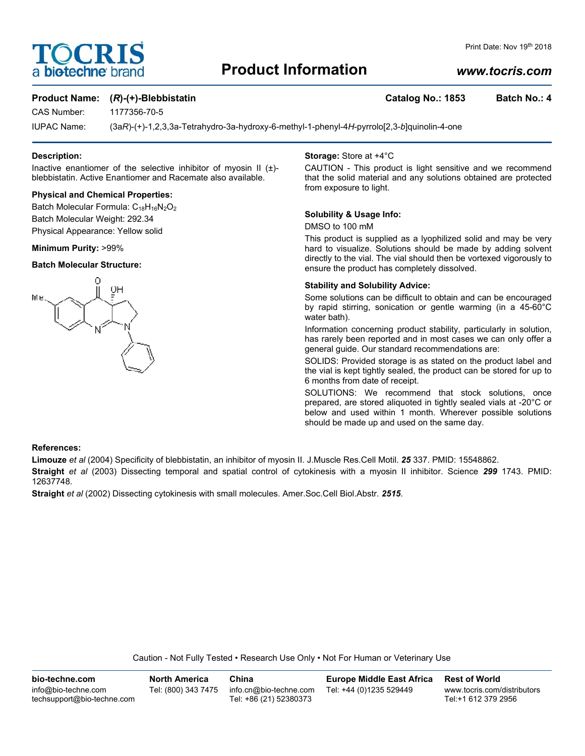# TOCRIS
a biotechne brand

Print Date: Nov 19th 2018

## Product Information

*www.tocris.com*

**Product Name: (*R*)-(+)-Blebbistatin** **Catalog No.: 1853** **Batch No.: 4**

CAS Number: 1177356-70-5

IUPAC Name: (3a*R*)-(+)-1,2,3,3a-Tetrahydro-3a-hydroxy-6-methyl-1-phenyl-4*H*-pyrrolo[2,3-*b*]quinolin-4-one

### Description:

Inactive enantiomer of the selective inhibitor of myosin II (±)-blebbistatin. Active Enantiomer and Racemate also available.

### Physical and Chemical Properties:

Batch Molecular Formula: $C_{18}H_{16}N_2O_2$

Batch Molecular Weight: 292.34

Physical Appearance: Yellow solid

**Minimum Purity:** >99%

### Batch Molecular Structure:

Me O OH N N

### Storage: Store at +4°C

CAUTION - This product is light sensitive and we recommend that the solid material and any solutions obtained are protected from exposure to light.

### Solubility & Usage Info:

DMSO to 100 mM

This product is supplied as a lyophilized solid and may be very hard to visualize. Solutions should be made by adding solvent directly to the vial. The vial should then be vortexed vigorously to ensure the product has completely dissolved.

### Stability and Solubility Advice:

Some solutions can be difficult to obtain and can be encouraged by rapid stirring, sonication or gentle warming (in a 45-60°C water bath).

Information concerning product stability, particularly in solution, has rarely been reported and in most cases we can only offer a general guide. Our standard recommendations are:

SOLIDS: Provided storage is as stated on the product label and the vial is kept tightly sealed, the product can be stored for up to 6 months from date of receipt.

SOLUTIONS: We recommend that stock solutions, once prepared, are stored aliquoted in tightly sealed vials at -20°C or below and used within 1 month. Wherever possible solutions should be made up and used on the same day.

### References:

**Limouze** *et al* (2004) Specificity of blebbistatin, an inhibitor of myosin II. J.Muscle Res.Cell Motil. ***25*** 337. PMID: 15548862.

**Straight** *et al* (2003) Dissecting temporal and spatial control of cytokinesis with a myosin II inhibitor. Science ***299*** 1743. PMID: 12637748.

**Straight** *et al* (2002) Dissecting cytokinesis with small molecules. Amer.Soc.Cell Biol.Abstr. ***2515***.

Caution - Not Fully Tested • Research Use Only • Not For Human or Veterinary Use

**bio-techne.com**
info@bio-techne.com
techsupport@bio-techne.com

**North America**
Tel: (800) 343 7475

**China**
info.cn@bio-techne.com
Tel: +86 (21) 52380373

**Europe Middle East Africa**
Tel: +44 (0)1235 529449

**Rest of World**
www.tocris.com/distributors
Tel:+1 612 379 2956